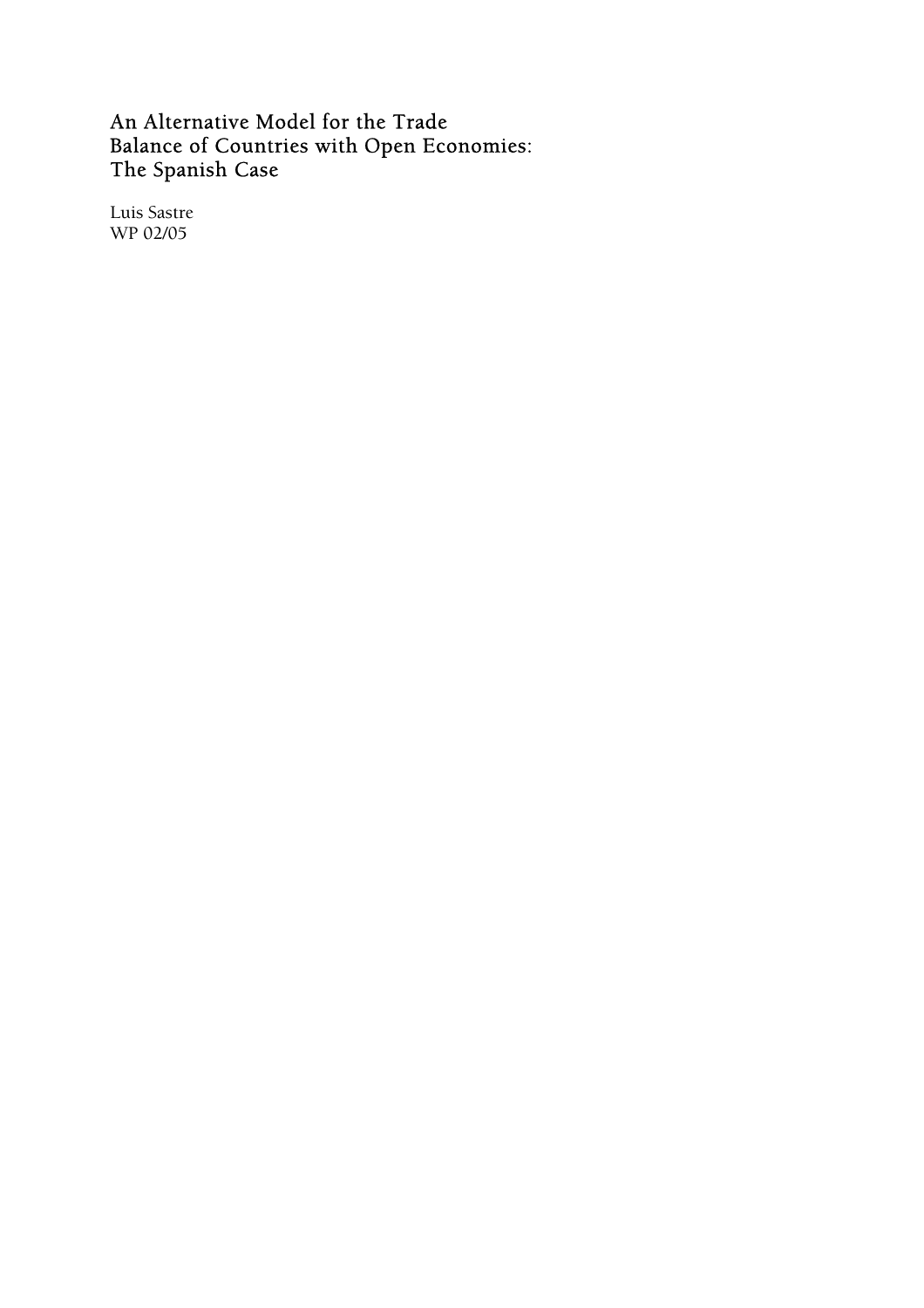# An Alternative Model for the Trade Balance of Countries with Open Economies: The Spanish Case

Luis Sastre
WP 02/05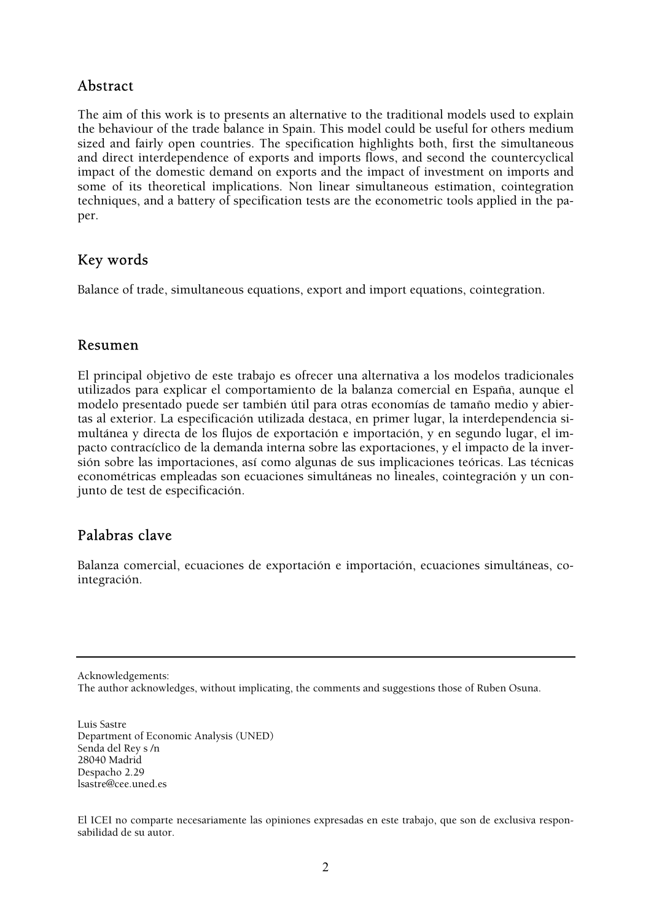## Abstract

The aim of this work is to presents an alternative to the traditional models used to explain the behaviour of the trade balance in Spain. This model could be useful for others medium sized and fairly open countries. The specification highlights both, first the simultaneous and direct interdependence of exports and imports flows, and second the countercyclical impact of the domestic demand on exports and the impact of investment on imports and some of its theoretical implications. Non linear simultaneous estimation, cointegration techniques, and a battery of specification tests are the econometric tools applied in the paper.

## Key words

Balance of trade, simultaneous equations, export and import equations, cointegration.

## Resumen

El principal objetivo de este trabajo es ofrecer una alternativa a los modelos tradicionales utilizados para explicar el comportamiento de la balanza comercial en España, aunque el modelo presentado puede ser también útil para otras economías de tamaño medio y abiertas al exterior. La especificación utilizada destaca, en primer lugar, la interdependencia simultánea y directa de los flujos de exportación e importación, y en segundo lugar, el impacto contracíclico de la demanda interna sobre las exportaciones, y el impacto de la inversión sobre las importaciones, así como algunas de sus implicaciones teóricas. Las técnicas econométricas empleadas son ecuaciones simultáneas no lineales, cointegración y un conjunto de test de especificación.

## Palabras clave

Balanza comercial, ecuaciones de exportación e importación, ecuaciones simultáneas, cointegración.

---

Acknowledgements:
The author acknowledges, without implicating, the comments and suggestions those of Ruben Osuna.

Luis Sastre
Department of Economic Analysis (UNED)
Senda del Rey s /n
28040 Madrid
Despacho 2.29
lsastre@cee.uned.es

El ICEI no comparte necesariamente las opiniones expresadas en este trabajo, que son de exclusiva responsabilidad de su autor.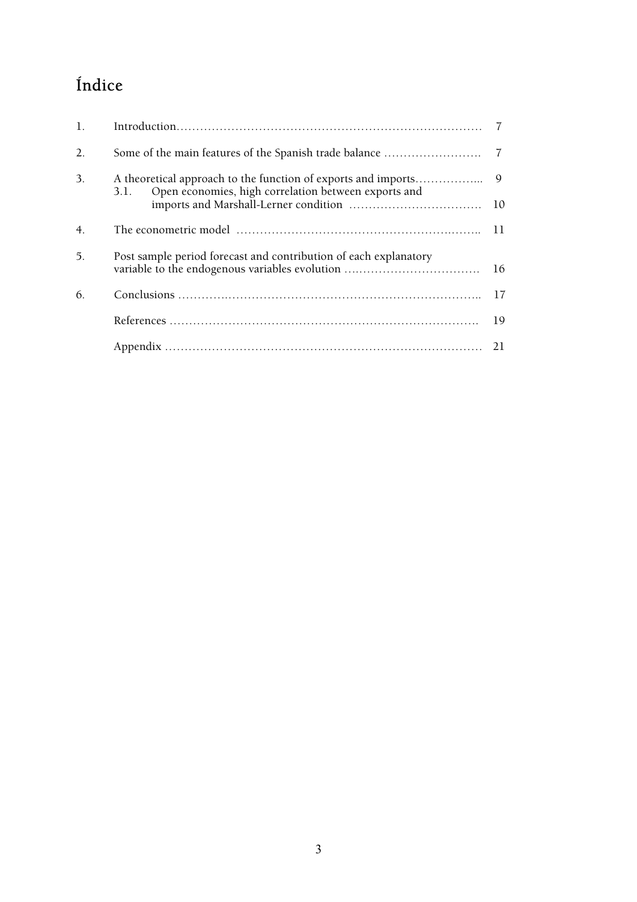# Índice

| | | |
|---|---|---|
| 1. | Introduction | 7 |
| 2. | Some of the main features of the Spanish trade balance | 7 |
| 3. | A theoretical approach to the function of exports and imports | 9 |
| | 3.1. Open economies, high correlation between exports and imports and Marshall-Lerner condition | 10 |
| 4. | The econometric model | 11 |
| 5. | Post sample period forecast and contribution of each explanatory variable to the endogenous variables evolution | 16 |
| 6. | Conclusions | 17 |
| | References | 19 |
| | Appendix | 21 |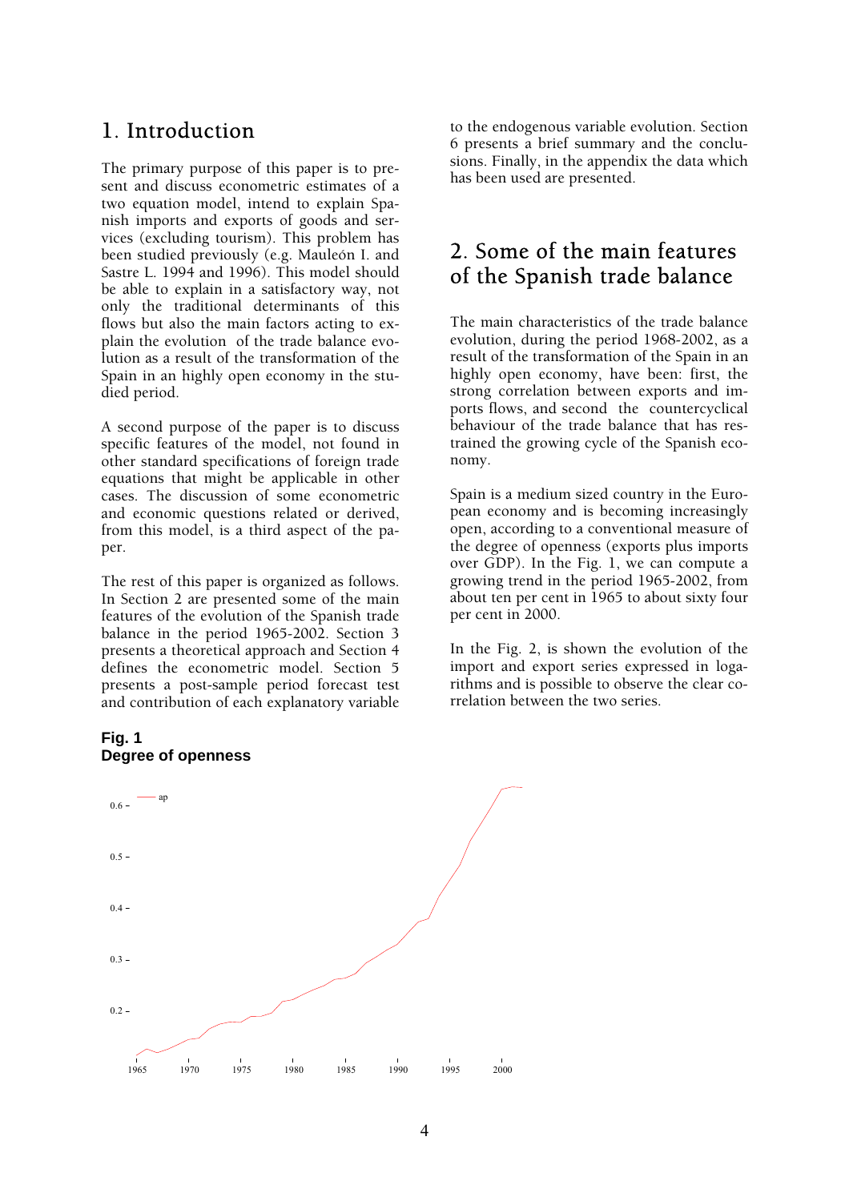# 1. Introduction

The primary purpose of this paper is to present and discuss econometric estimates of a two equation model, intend to explain Spanish imports and exports of goods and services (excluding tourism). This problem has been studied previously (e.g. Mauleón I. and Sastre L. 1994 and 1996). This model should be able to explain in a satisfactory way, not only the traditional determinants of this flows but also the main factors acting to explain the evolution of the trade balance evolution as a result of the transformation of the Spain in an highly open economy in the studied period.

A second purpose of the paper is to discuss specific features of the model, not found in other standard specifications of foreign trade equations that might be applicable in other cases. The discussion of some econometric and economic questions related or derived, from this model, is a third aspect of the paper.

The rest of this paper is organized as follows. In Section 2 are presented some of the main features of the evolution of the Spanish trade balance in the period 1965-2002. Section 3 presents a theoretical approach and Section 4 defines the econometric model. Section 5 presents a post-sample period forecast test and contribution of each explanatory variable to the endogenous variable evolution. Section 6 presents a brief summary and the conclusions. Finally, in the appendix the data which has been used are presented.

# 2. Some of the main features of the Spanish trade balance

The main characteristics of the trade balance evolution, during the period 1968-2002, as a result of the transformation of the Spain in an highly open economy, have been: first, the strong correlation between exports and imports flows, and second the countercyclical behaviour of the trade balance that has restrained the growing cycle of the Spanish economy.

Spain is a medium sized country in the European economy and is becoming increasingly open, according to a conventional measure of the degree of openness (exports plus imports over GDP). In the Fig. 1, we can compute a growing trend in the period 1965-2002, from about ten per cent in 1965 to about sixty four per cent in 2000.

In the Fig. 2, is shown the evolution of the import and export series expressed in logarithms and is possible to observe the clear correlation between the two series.

**Fig. 1**
**Degree of openness**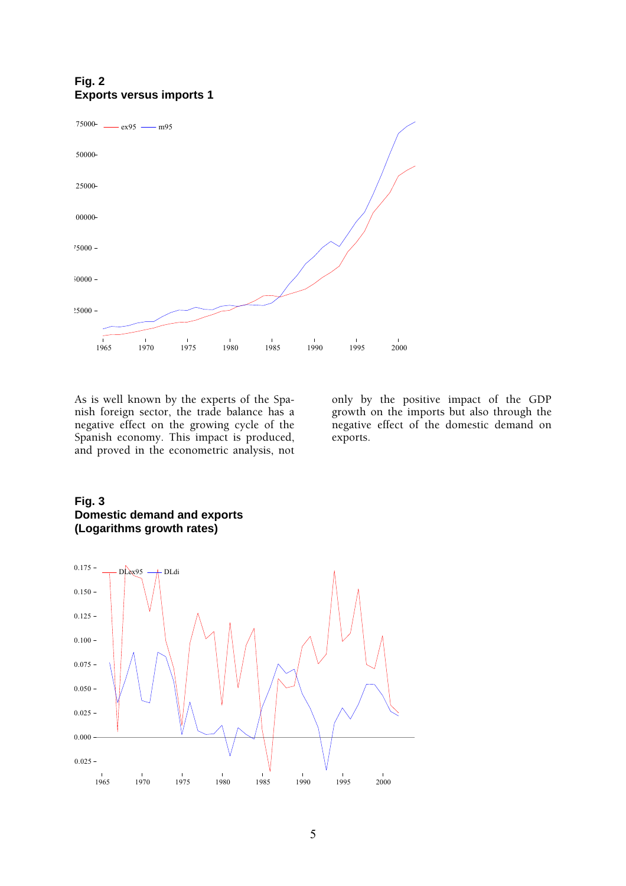**Fig. 2**
**Exports versus imports 1**

As is well known by the experts of the Spanish foreign sector, the trade balance has a negative effect on the growing cycle of the Spanish economy. This impact is produced, and proved in the econometric analysis, not only by the positive impact of the GDP growth on the imports but also through the negative effect of the domestic demand on exports.

**Fig. 3**
**Domestic demand and exports**
**(Logarithms growth rates)**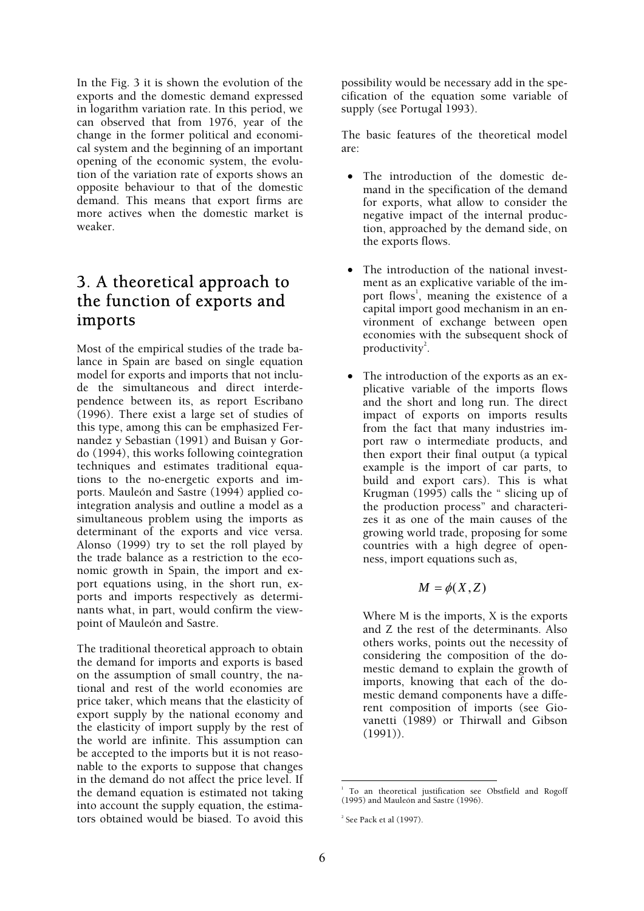In the Fig. 3 it is shown the evolution of the exports and the domestic demand expressed in logarithm variation rate. In this period, we can observed that from 1976, year of the change in the former political and economical system and the beginning of an important opening of the economic system, the evolution of the variation rate of exports shows an opposite behaviour to that of the domestic demand. This means that export firms are more actives when the domestic market is weaker.

## 3. A theoretical approach to the function of exports and imports

Most of the empirical studies of the trade balance in Spain are based on single equation model for exports and imports that not include the simultaneous and direct interdependence between its, as report Escribano (1996). There exist a large set of studies of this type, among this can be emphasized Fernandez y Sebastian (1991) and Buisan y Gordo (1994), this works following cointegration techniques and estimates traditional equations to the no-energetic exports and imports. Mauleón and Sastre (1994) applied cointegration analysis and outline a model as a simultaneous problem using the imports as determinant of the exports and vice versa. Alonso (1999) try to set the roll played by the trade balance as a restriction to the economic growth in Spain, the import and export equations using, in the short run, exports and imports respectively as determinants what, in part, would confirm the viewpoint of Mauleón and Sastre.

The traditional theoretical approach to obtain the demand for imports and exports is based on the assumption of small country, the national and rest of the world economies are price taker, which means that the elasticity of export supply by the national economy and the elasticity of import supply by the rest of the world are infinite. This assumption can be accepted to the imports but it is not reasonable to the exports to suppose that changes in the demand do not affect the price level. If the demand equation is estimated not taking into account the supply equation, the estimators obtained would be biased. To avoid this possibility would be necessary add in the specification of the equation some variable of supply (see Portugal 1993).

The basic features of the theoretical model are:

- The introduction of the domestic demand in the specification of the demand for exports, what allow to consider the negative impact of the internal production, approached by the demand side, on the exports flows.
- The introduction of the national investment as an explicative variable of the import flows[1], meaning the existence of a capital import good mechanism in an environment of exchange between open economies with the subsequent shock of productivity[2].
- The introduction of the exports as an explicative variable of the imports flows and the short and long run. The direct impact of exports on imports results from the fact that many industries import raw o intermediate products, and then export their final output (a typical example is the import of car parts, to build and export cars). This is what Krugman (1995) calls the " slicing up of the production process" and characterizes it as one of the main causes of the growing world trade, proposing for some countries with a high degree of openness, import equations such as,

  $$M = \phi(X, Z)$$

  Where M is the imports, X is the exports and Z the rest of the determinants. Also others works, points out the necessity of considering the composition of the domestic demand to explain the growth of imports, knowing that each of the domestic demand components have a different composition of imports (see Giovanetti (1989) or Thirwall and Gibson (1991)).

[1] To an theoretical justification see Obstfield and Rogoff (1995) and Mauleón and Sastre (1996).

[2] See Pack et al (1997).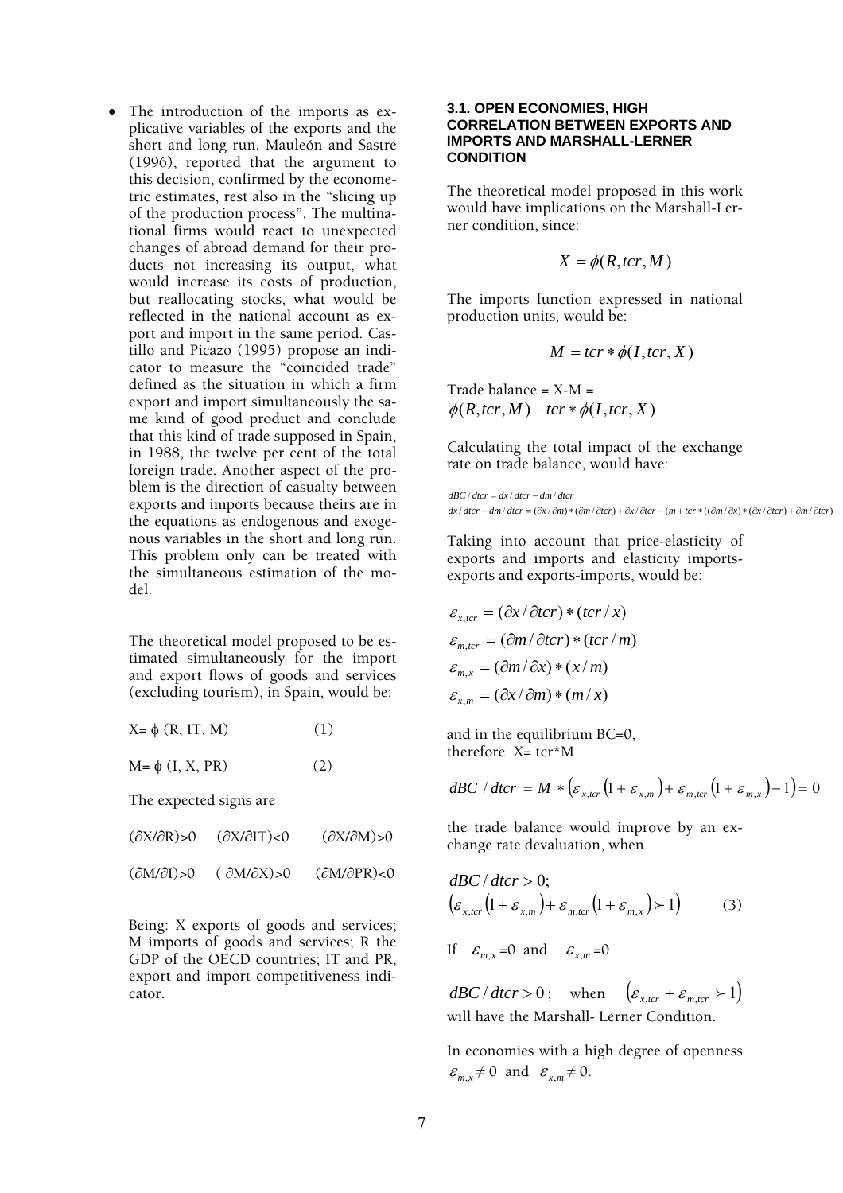- The introduction of the imports as explicative variables of the exports and the short and long run. Mauleón and Sastre (1996), reported that the argument to this decision, confirmed by the econometric estimates, rest also in the "slicing up of the production process". The multinational firms would react to unexpected changes of abroad demand for their products not increasing its output, what would increase its costs of production, but reallocating stocks, what would be reflected in the national account as export and import in the same period. Castillo and Picazo (1995) propose an indicator to measure the "coincided trade" defined as the situation in which a firm export and import simultaneously the same kind of good product and conclude that this kind of trade supposed in Spain, in 1988, the twelve per cent of the total foreign trade. Another aspect of the problem is the direction of casualty between exports and imports because theirs are in the equations as endogenous and exogenous variables in the short and long run. This problem only can be treated with the simultaneous estimation of the model.

The theoretical model proposed to be estimated simultaneously for the import and export flows of goods and services (excluding tourism), in Spain, would be:

$$X = \phi\,(R, IT, M) \qquad (1)$$

$$M = \phi\,(I, X, PR) \qquad (2)$$

The expected signs are

$(\partial X/\partial R)>0 \quad (\partial X/\partial IT)<0 \quad (\partial X/\partial M)>0$

$(\partial M/\partial I)>0 \quad (\partial M/\partial X)>0 \quad (\partial M/\partial PR)<0$

Being: X exports of goods and services; M imports of goods and services; R the GDP of the OECD countries; IT and PR, export and import competitiveness indicator.

### 3.1. OPEN ECONOMIES, HIGH CORRELATION BETWEEN EXPORTS AND IMPORTS AND MARSHALL-LERNER CONDITION

The theoretical model proposed in this work would have implications on the Marshall-Lerner condition, since:

$$X = \phi(R, tcr, M)$$

The imports function expressed in national production units, would be:

$$M = tcr * \phi(I, tcr, X)$$

Trade balance = X-M =
$\phi(R, tcr, M) - tcr * \phi(I, tcr, X)$

Calculating the total impact of the exchange rate on trade balance, would have:

$$dBC/dtcr = dx/dtcr - dm/dtcr$$

$$dx/dtcr - dm/dtcr = (\partial x/\partial m)*(\partial m/\partial tcr) + \partial x/\partial tcr - (m + tcr*((\partial m/\partial x)*(\partial x/\partial tcr) + \partial m/\partial tcr)$$

Taking into account that price-elasticity of exports and imports and elasticity imports-exports and exports-imports, would be:

$$\varepsilon_{x,tcr} = (\partial x/\partial tcr)*(tcr/x)$$

$$\varepsilon_{m,tcr} = (\partial m/\partial tcr)*(tcr/m)$$

$$\varepsilon_{m,x} = (\partial m/\partial x)*(x/m)$$

$$\varepsilon_{x,m} = (\partial x/\partial m)*(m/x)$$

and in the equilibrium BC=0, therefore X= tcr*M

$$dBC\ /dtcr = M * \left(\varepsilon_{x,tcr}\left(1+\varepsilon_{x,m}\right) + \varepsilon_{m,tcr}\left(1+\varepsilon_{m,x}\right) - 1\right) = 0$$

the trade balance would improve by an exchange rate devaluation, when

$$dBC/dtcr > 0;$$
$$\left(\varepsilon_{x,tcr}\left(1+\varepsilon_{x,m}\right) + \varepsilon_{m,tcr}\left(1+\varepsilon_{m,x}\right) \succ 1\right) \qquad (3)$$

If $\varepsilon_{m,x}=0$ and $\varepsilon_{x,m}=0$

$dBC/dtcr > 0$; when $\left(\varepsilon_{x,tcr} + \varepsilon_{m,tcr} \succ 1\right)$
will have the Marshall- Lerner Condition.

In economies with a high degree of openness $\varepsilon_{m,x} \neq 0$ and $\varepsilon_{x,m} \neq 0$.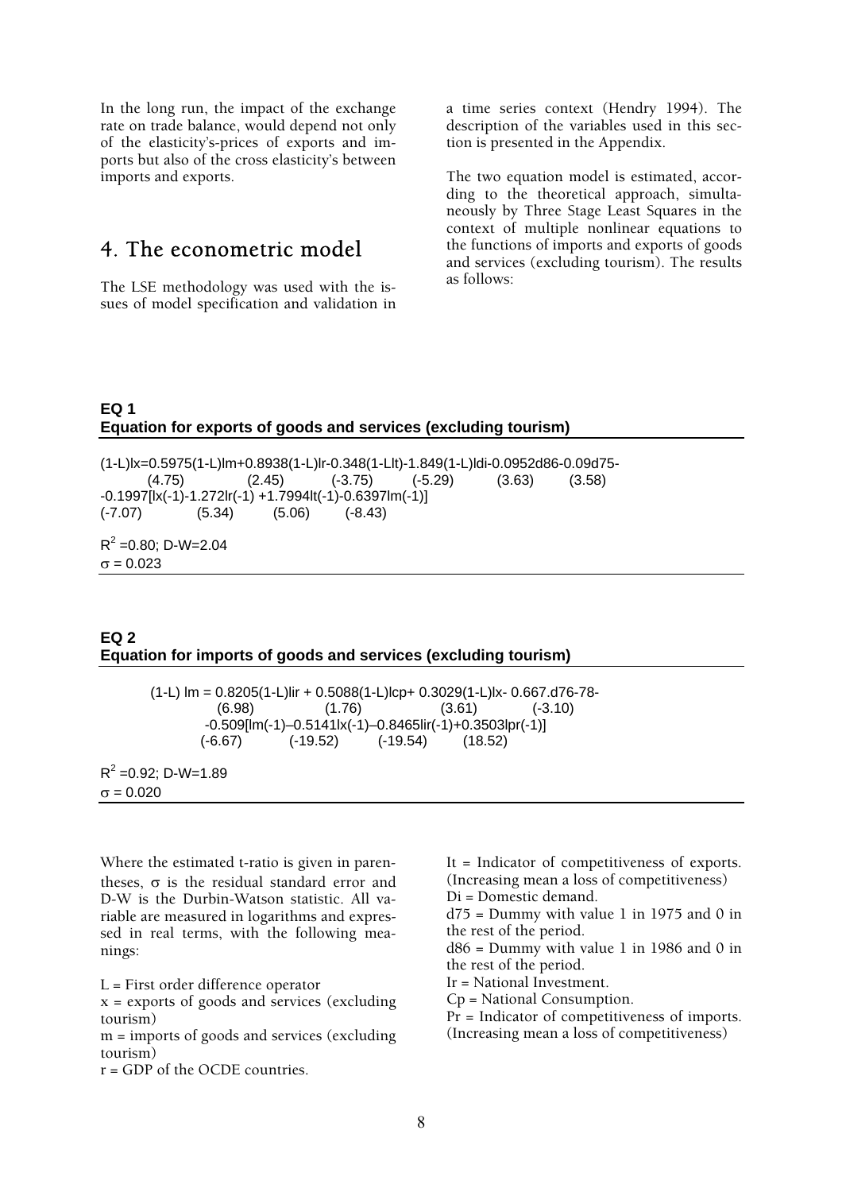In the long run, the impact of the exchange rate on trade balance, would depend not only of the elasticity's-prices of exports and imports but also of the cross elasticity's between imports and exports.

## 4. The econometric model

The LSE methodology was used with the issues of model specification and validation in a time series context (Hendry 1994). The description of the variables used in this section is presented in the Appendix.

The two equation model is estimated, according to the theoretical approach, simultaneously by Three Stage Least Squares in the context of multiple nonlinear equations to the functions of imports and exports of goods and services (excluding tourism). The results as follows:

**EQ 1**
**Equation for exports of goods and services (excluding tourism)**

$$\underset{}{(1-L)lx}=\underset{(4.75)}{0.5975}(1-L)lm+\underset{(2.45)}{0.8938}(1-L)lr\underset{(-3.75)}{-0.348}(1-L)lt\underset{(-5.29)}{-1.849}(1-L)ldi\underset{(3.63)}{-0.0952}d86\underset{(3.58)}{-0.09}d75$$

$$\underset{(-7.07)}{-0.1997}[lx(-1)\underset{(5.34)}{-1.272}lr(-1)\underset{(5.06)}{+1.7994}lt(-1)\underset{(-8.43)}{-0.6397}lm(-1)]$$

$R^2=0.80$; D-W=2.04

$\sigma = 0.023$

**EQ 2**
**Equation for imports of goods and services (excluding tourism)**

$$(1-L)\,lm = \underset{(6.98)}{0.8205}(1-L)lir + \underset{(1.76)}{0.5088}(1-L)lcp + \underset{(3.61)}{0.3029}(1-L)lx \underset{(-3.10)}{-0.667}.d76\text{-}78$$

$$\underset{(-6.67)}{-0.509}[lm(-1)\underset{(-19.52)}{-0.5141}lx(-1)\underset{(-19.54)}{-0.8465}lir(-1)\underset{(18.52)}{+0.3503}lpr(-1)]$$

$R^2=0.92$; D-W=1.89

$\sigma = 0.020$

Where the estimated t-ratio is given in parentheses, $\sigma$ is the residual standard error and D-W is the Durbin-Watson statistic. All variable are measured in logarithms and expressed in real terms, with the following meanings:

L = First order difference operator
x = exports of goods and services (excluding tourism)
m = imports of goods and services (excluding tourism)
r = GDP of the OCDE countries.
It = Indicator of competitiveness of exports. (Increasing mean a loss of competitiveness)
Di = Domestic demand.
d75 = Dummy with value 1 in 1975 and 0 in the rest of the period.
d86 = Dummy with value 1 in 1986 and 0 in the rest of the period.
Ir = National Investment.
Cp = National Consumption.
Pr = Indicator of competitiveness of imports. (Increasing mean a loss of competitiveness)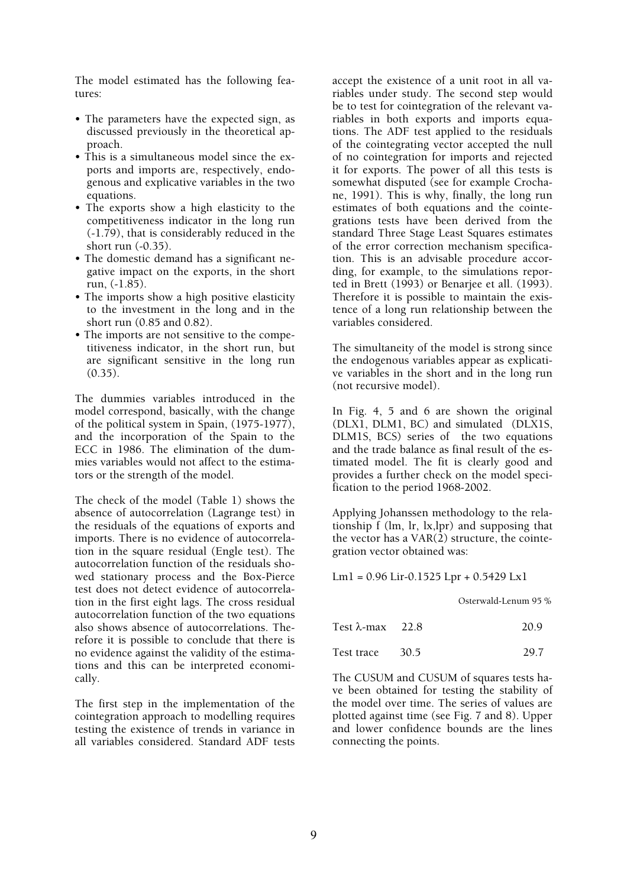The model estimated has the following features:

- The parameters have the expected sign, as discussed previously in the theoretical approach.
- This is a simultaneous model since the exports and imports are, respectively, endogenous and explicative variables in the two equations.
- The exports show a high elasticity to the competitiveness indicator in the long run (-1.79), that is considerably reduced in the short run (-0.35).
- The domestic demand has a significant negative impact on the exports, in the short run, (-1.85).
- The imports show a high positive elasticity to the investment in the long and in the short run (0.85 and 0.82).
- The imports are not sensitive to the competitiveness indicator, in the short run, but are significant sensitive in the long run (0.35).

The dummies variables introduced in the model correspond, basically, with the change of the political system in Spain, (1975-1977), and the incorporation of the Spain to the ECC in 1986. The elimination of the dummies variables would not affect to the estimators or the strength of the model.

The check of the model (Table 1) shows the absence of autocorrelation (Lagrange test) in the residuals of the equations of exports and imports. There is no evidence of autocorrelation in the square residual (Engle test). The autocorrelation function of the residuals showed stationary process and the Box-Pierce test does not detect evidence of autocorrelation in the first eight lags. The cross residual autocorrelation function of the two equations also shows absence of autocorrelations. Therefore it is possible to conclude that there is no evidence against the validity of the estimations and this can be interpreted economically.

The first step in the implementation of the cointegration approach to modelling requires testing the existence of trends in variance in all variables considered. Standard ADF tests accept the existence of a unit root in all variables under study. The second step would be to test for cointegration of the relevant variables in both exports and imports equations. The ADF test applied to the residuals of the cointegrating vector accepted the null of no cointegration for imports and rejected it for exports. The power of all this tests is somewhat disputed (see for example Crochane, 1991). This is why, finally, the long run estimates of both equations and the cointegrations tests have been derived from the standard Three Stage Least Squares estimates of the error correction mechanism specification. This is an advisable procedure according, for example, to the simulations reported in Brett (1993) or Benarjee et all. (1993). Therefore it is possible to maintain the existence of a long run relationship between the variables considered.

The simultaneity of the model is strong since the endogenous variables appear as explicative variables in the short and in the long run (not recursive model).

In Fig. 4, 5 and 6 are shown the original (DLX1, DLM1, BC) and simulated (DLX1S, DLM1S, BCS) series of the two equations and the trade balance as final result of the estimated model. The fit is clearly good and provides a further check on the model specification to the period 1968-2002.

Applying Johanssen methodology to the relationship f (lm, lr, lx,lpr) and supposing that the vector has a VAR(2) structure, the cointegration vector obtained was:

Lm1 = 0.96 Lir-0.1525 Lpr + 0.5429 Lx1

| | | Osterwald-Lenum 95 % |
|---|---|---|
| Test $\lambda$-max | 22.8 | 20.9 |
| Test trace | 30.5 | 29.7 |

The CUSUM and CUSUM of squares tests have been obtained for testing the stability of the model over time. The series of values are plotted against time (see Fig. 7 and 8). Upper and lower confidence bounds are the lines connecting the points.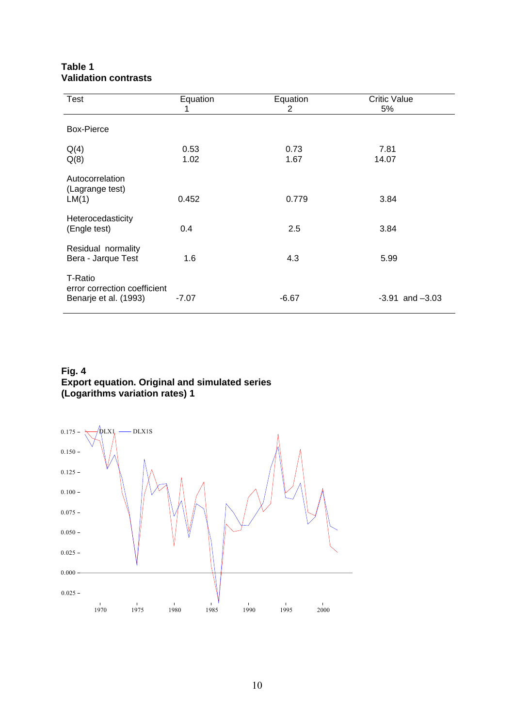**Table 1**
**Validation contrasts**

| Test | Equation 1 | Equation 2 | Critic Value 5% |
|---|---|---|---|
| Box-Pierce | | | |
| Q(4) | 0.53 | 0.73 | 7.81 |
| Q(8) | 1.02 | 1.67 | 14.07 |
| Autocorrelation (Lagrange test) LM(1) | 0.452 | 0.779 | 3.84 |
| Heterocedasticity (Engle test) | 0.4 | 2.5 | 3.84 |
| Residual normality Bera - Jarque Test | 1.6 | 4.3 | 5.99 |
| T-Ratio error correction coefficient Benarje et al. (1993) | -7.07 | -6.67 | -3.91 and –3.03 |

**Fig. 4**
**Export equation. Original and simulated series**
**(Logarithms variation rates) 1**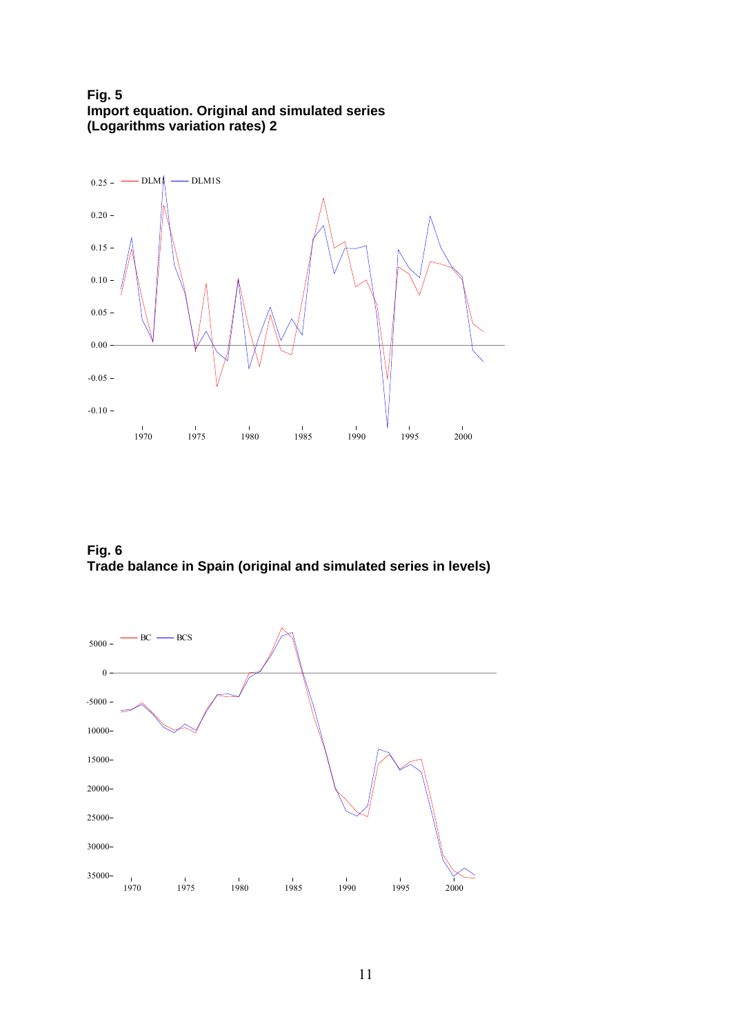**Fig. 5**
**Import equation. Original and simulated series (Logarithms variation rates) 2**

**Fig. 6**
**Trade balance in Spain (original and simulated series in levels)**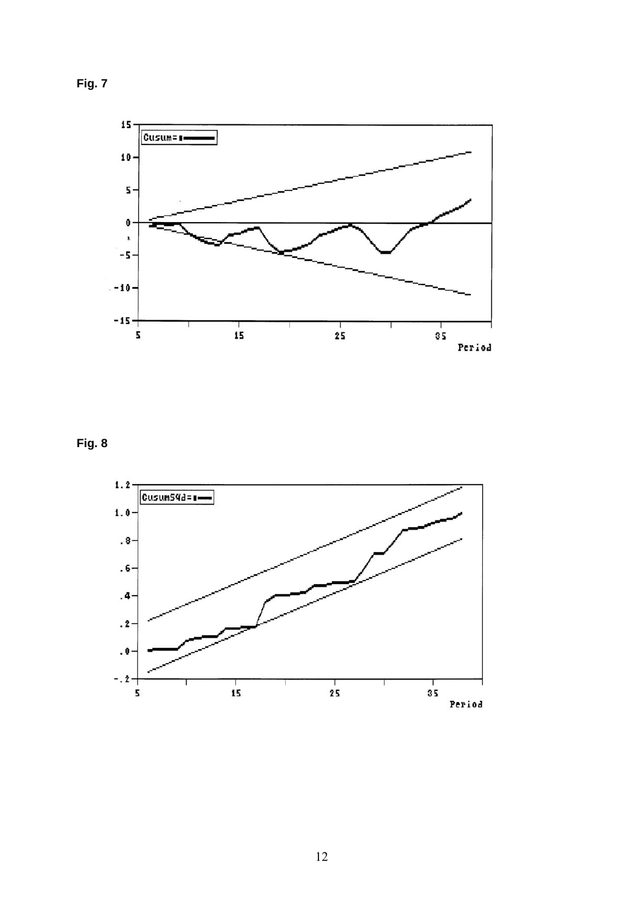**Fig. 7**

**Fig. 8**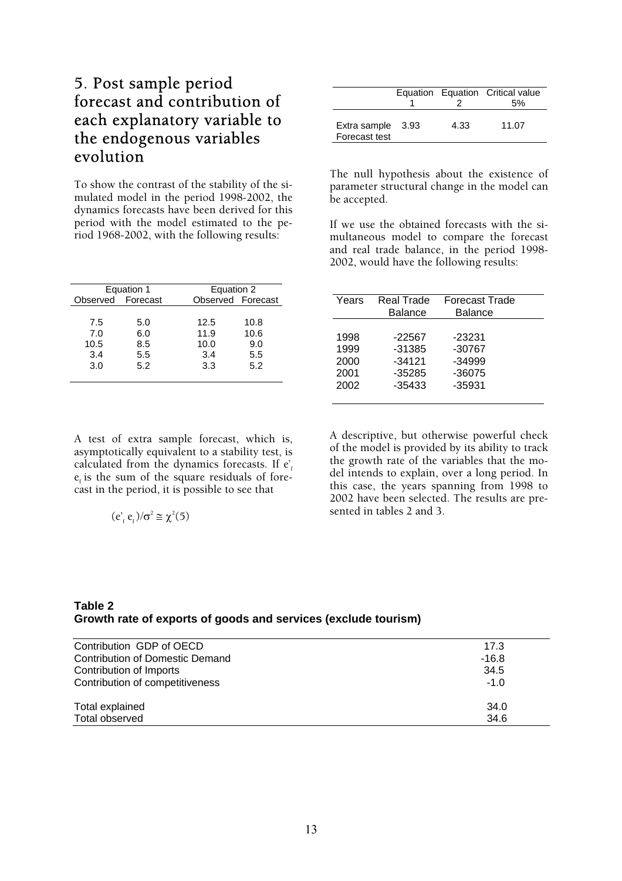## 5. Post sample period forecast and contribution of each explanatory variable to the endogenous variables evolution

To show the contrast of the stability of the simulated model in the period 1998-2002, the dynamics forecasts have been derived for this period with the model estimated to the period 1968-2002, with the following results:

| Equation 1 | | Equation 2 | |
|---|---|---|---|
| Observed | Forecast | Observed | Forecast |
| 7.5 | 5.0 | 12.5 | 10.8 |
| 7.0 | 6.0 | 11.9 | 10.6 |
| 10.5 | 8.5 | 10.0 | 9.0 |
| 3.4 | 5.5 | 3.4 | 5.5 |
| 3.0 | 5.2 | 3.3 | 5.2 |

A test of extra sample forecast, which is, asymptotically equivalent to a stability test, is calculated from the dynamics forecasts. If $e'_f e_f$ is the sum of the square residuals of forecast in the period, it is possible to see that

$$(e'_f\, e_f)/\sigma^2 \cong \chi^2(5)$$

| | Equation 1 | Equation 2 | Critical value 5% |
|---|---|---|---|
| Extra sample Forecast test | 3.93 | 4.33 | 11.07 |

The null hypothesis about the existence of parameter structural change in the model can be accepted.

If we use the obtained forecasts with the simultaneous model to compare the forecast and real trade balance, in the period 1998-2002, would have the following results:

| Years | Real Trade Balance | Forecast Trade Balance |
|---|---|---|
| 1998 | -22567 | -23231 |
| 1999 | -31385 | -30767 |
| 2000 | -34121 | -34999 |
| 2001 | -35285 | -36075 |
| 2002 | -35433 | -35931 |

A descriptive, but otherwise powerful check of the model is provided by its ability to track the growth rate of the variables that the model intends to explain, over a long period. In this case, the years spanning from 1998 to 2002 have been selected. The results are presented in tables 2 and 3.

**Table 2**
**Growth rate of exports of goods and services (exclude tourism)**

| | |
|---|---|
| Contribution GDP of OECD | 17.3 |
| Contribution of Domestic Demand | -16.8 |
| Contribution of Imports | 34.5 |
| Contribution of competitiveness | -1.0 |
| Total explained | 34.0 |
| Total observed | 34.6 |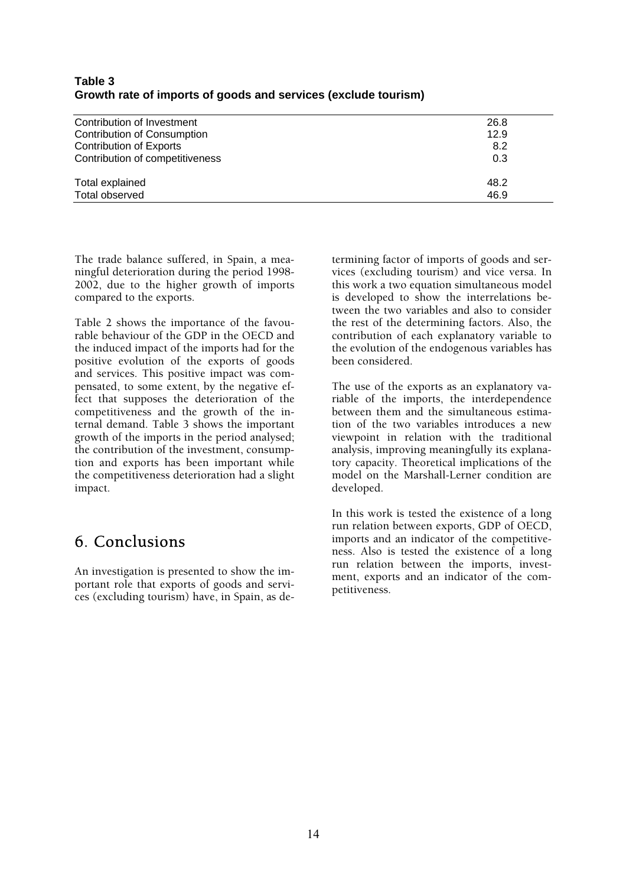**Table 3**
**Growth rate of imports of goods and services (exclude tourism)**

| | |
|---|---|
| Contribution of Investment | 26.8 |
| Contribution of Consumption | 12.9 |
| Contribution of Exports | 8.2 |
| Contribution of competitiveness | 0.3 |
| Total explained | 48.2 |
| Total observed | 46.9 |

The trade balance suffered, in Spain, a meaningful deterioration during the period 1998-2002, due to the higher growth of imports compared to the exports.

Table 2 shows the importance of the favourable behaviour of the GDP in the OECD and the induced impact of the imports had for the positive evolution of the exports of goods and services. This positive impact was compensated, to some extent, by the negative effect that supposes the deterioration of the competitiveness and the growth of the internal demand. Table 3 shows the important growth of the imports in the period analysed; the contribution of the investment, consumption and exports has been important while the competitiveness deterioration had a slight impact.

# 6. Conclusions

An investigation is presented to show the important role that exports of goods and services (excluding tourism) have, in Spain, as determining factor of imports of goods and services (excluding tourism) and vice versa. In this work a two equation simultaneous model is developed to show the interrelations between the two variables and also to consider the rest of the determining factors. Also, the contribution of each explanatory variable to the evolution of the endogenous variables has been considered.

The use of the exports as an explanatory variable of the imports, the interdependence between them and the simultaneous estimation of the two variables introduces a new viewpoint in relation with the traditional analysis, improving meaningfully its explanatory capacity. Theoretical implications of the model on the Marshall-Lerner condition are developed.

In this work is tested the existence of a long run relation between exports, GDP of OECD, imports and an indicator of the competitiveness. Also is tested the existence of a long run relation between the imports, investment, exports and an indicator of the competitiveness.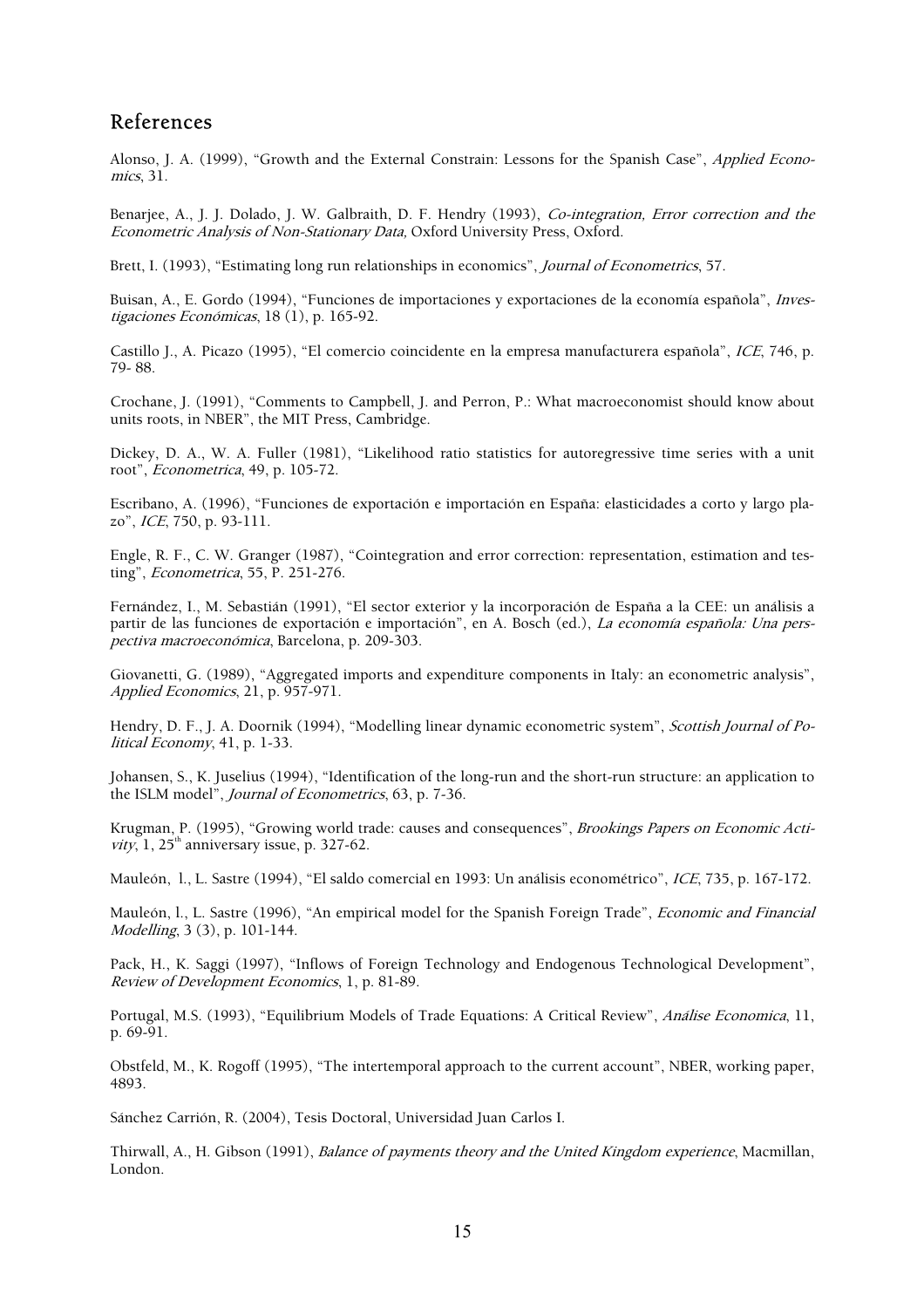## References

Alonso, J. A. (1999), "Growth and the External Constrain: Lessons for the Spanish Case", *Applied Economics*, 31.

Benarjee, A., J. J. Dolado, J. W. Galbraith, D. F. Hendry (1993), *Co-integration, Error correction and the Econometric Analysis of Non-Stationary Data,* Oxford University Press, Oxford.

Brett, I. (1993), "Estimating long run relationships in economics", *Journal of Econometrics*, 57.

Buisan, A., E. Gordo (1994), "Funciones de importaciones y exportaciones de la economía española", *Investigaciones Económicas*, 18 (1), p. 165-92.

Castillo J., A. Picazo (1995), "El comercio coincidente en la empresa manufacturera española", *ICE*, 746, p. 79- 88.

Crochane, J. (1991), "Comments to Campbell, J. and Perron, P.: What macroeconomist should know about units roots, in NBER", the MIT Press, Cambridge.

Dickey, D. A., W. A. Fuller (1981), "Likelihood ratio statistics for autoregressive time series with a unit root", *Econometrica*, 49, p. 105-72.

Escribano, A. (1996), "Funciones de exportación e importación en España: elasticidades a corto y largo plazo", *ICE*, 750, p. 93-111.

Engle, R. F., C. W. Granger (1987), "Cointegration and error correction: representation, estimation and testing", *Econometrica*, 55, P. 251-276.

Fernández, I., M. Sebastián (1991), "El sector exterior y la incorporación de España a la CEE: un análisis a partir de las funciones de exportación e importación", en A. Bosch (ed.), *La economía española: Una perspectiva macroeconómica*, Barcelona, p. 209-303.

Giovanetti, G. (1989), "Aggregated imports and expenditure components in Italy: an econometric analysis", *Applied Economics*, 21, p. 957-971.

Hendry, D. F., J. A. Doornik (1994), "Modelling linear dynamic econometric system", *Scottish Journal of Political Economy*, 41, p. 1-33.

Johansen, S., K. Juselius (1994), "Identification of the long-run and the short-run structure: an application to the ISLM model", *Journal of Econometrics*, 63, p. 7-36.

Krugman, P. (1995), "Growing world trade: causes and consequences", *Brookings Papers on Economic Activity*, 1, 25th anniversary issue, p. 327-62.

Mauleón, l., L. Sastre (1994), "El saldo comercial en 1993: Un análisis econométrico", *ICE*, 735, p. 167-172.

Mauleón, l., L. Sastre (1996), "An empirical model for the Spanish Foreign Trade", *Economic and Financial Modelling*, 3 (3), p. 101-144.

Pack, H., K. Saggi (1997), "Inflows of Foreign Technology and Endogenous Technological Development", *Review of Development Economics*, 1, p. 81-89.

Portugal, M.S. (1993), "Equilibrium Models of Trade Equations: A Critical Review", *Análise Economica*, 11, p. 69-91.

Obstfeld, M., K. Rogoff (1995), "The intertemporal approach to the current account", NBER, working paper, 4893.

Sánchez Carrión, R. (2004), Tesis Doctoral, Universidad Juan Carlos I.

Thirwall, A., H. Gibson (1991), *Balance of payments theory and the United Kingdom experience*, Macmillan, London.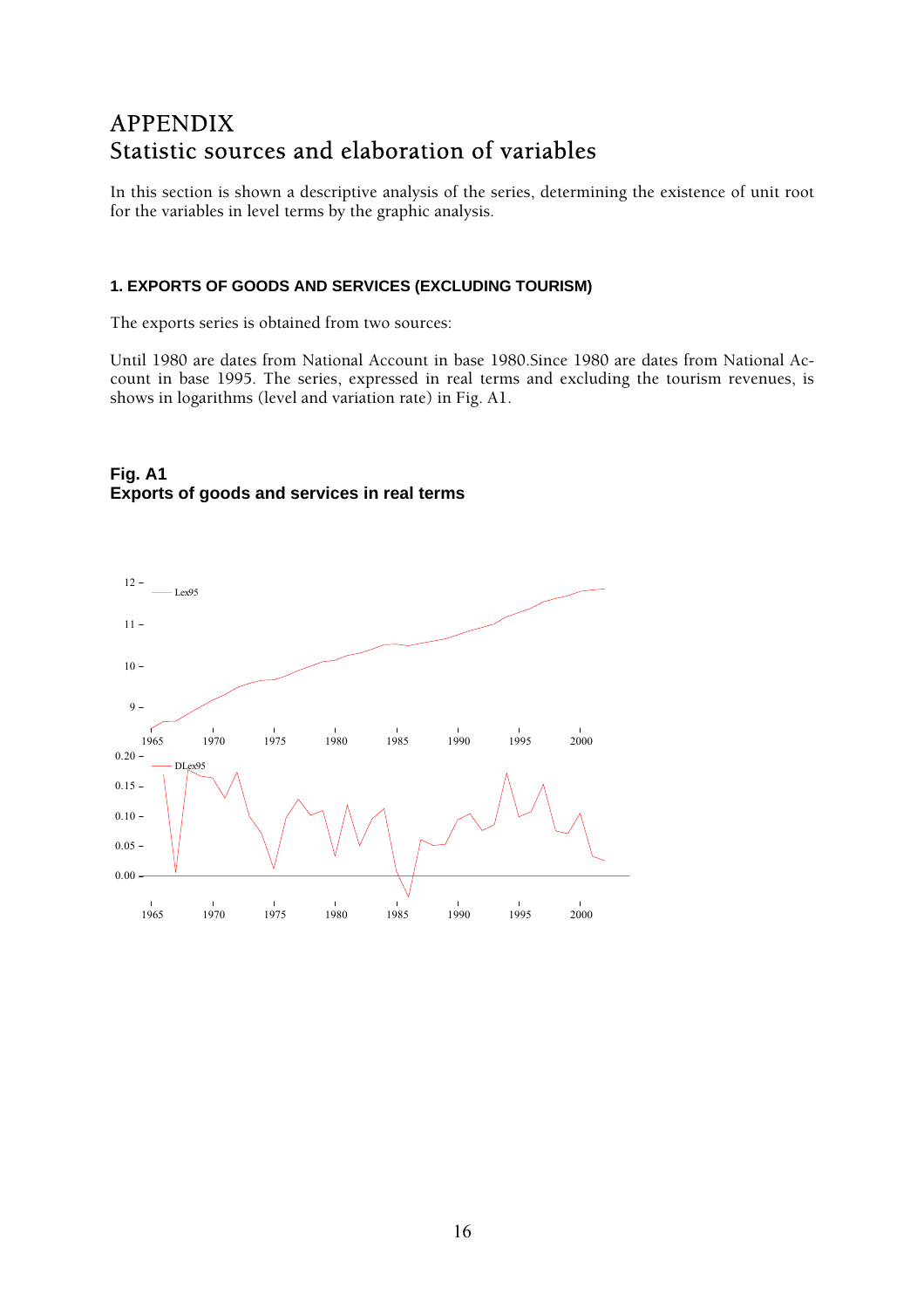# APPENDIX
# Statistic sources and elaboration of variables

In this section is shown a descriptive analysis of the series, determining the existence of unit root for the variables in level terms by the graphic analysis.

### 1. EXPORTS OF GOODS AND SERVICES (EXCLUDING TOURISM)

The exports series is obtained from two sources:

Until 1980 are dates from National Account in base 1980.Since 1980 are dates from National Account in base 1995. The series, expressed in real terms and excluding the tourism revenues, is shows in logarithms (level and variation rate) in Fig. A1.

**Fig. A1**
**Exports of goods and services in real terms**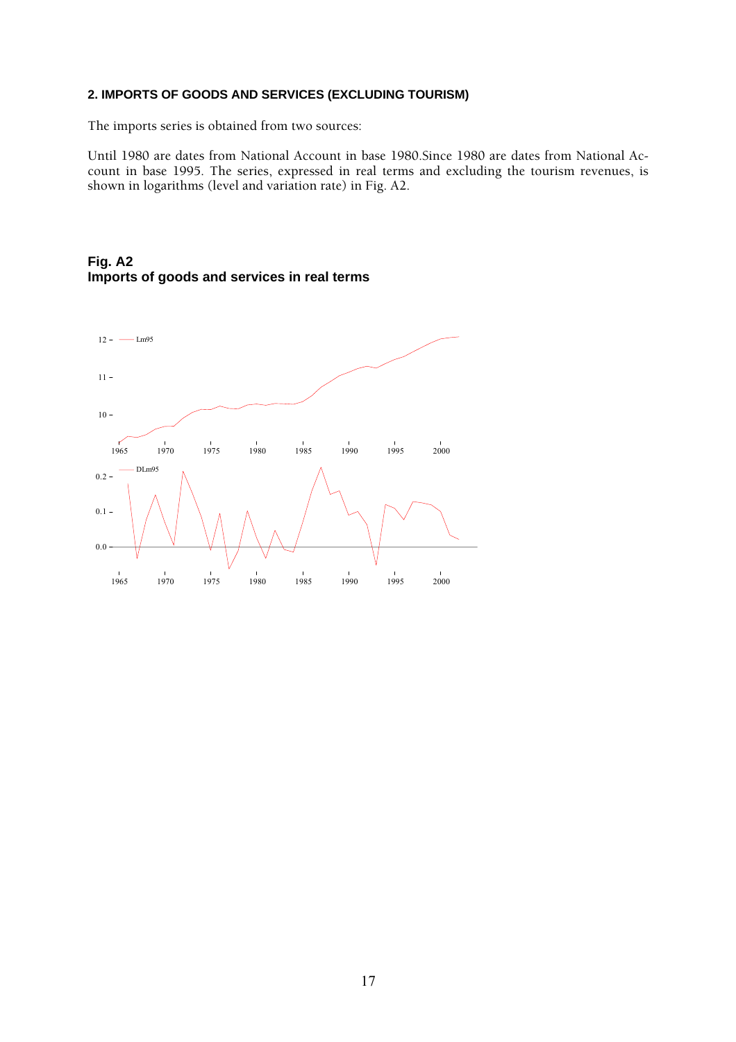## 2. IMPORTS OF GOODS AND SERVICES (EXCLUDING TOURISM)

The imports series is obtained from two sources:

Until 1980 are dates from National Account in base 1980.Since 1980 are dates from National Account in base 1995. The series, expressed in real terms and excluding the tourism revenues, is shown in logarithms (level and variation rate) in Fig. A2.

**Fig. A2**
**Imports of goods and services in real terms**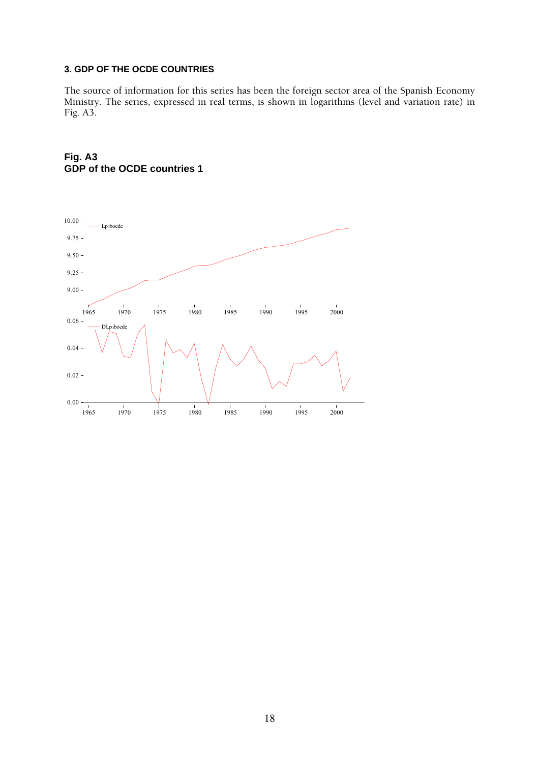### 3. GDP OF THE OCDE COUNTRIES

The source of information for this series has been the foreign sector area of the Spanish Economy Ministry. The series, expressed in real terms, is shown in logarithms (level and variation rate) in Fig. A3.

**Fig. A3**
**GDP of the OCDE countries 1**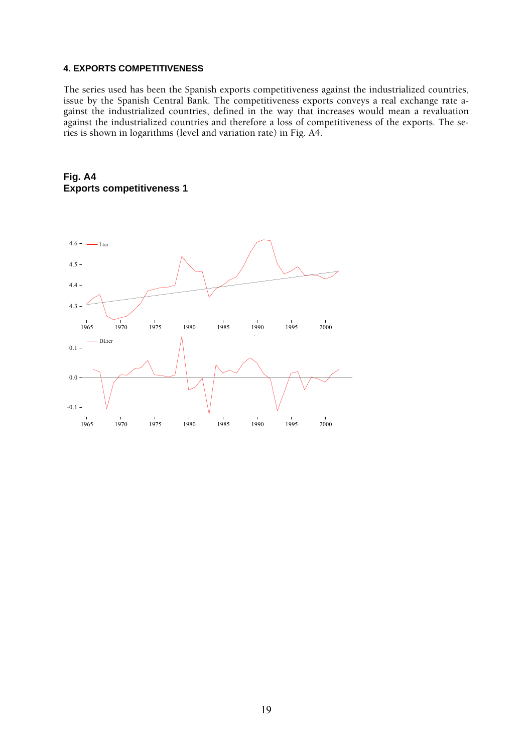#### 4. EXPORTS COMPETITIVENESS

The series used has been the Spanish exports competitiveness against the industrialized countries, issue by the Spanish Central Bank. The competitiveness exports conveys a real exchange rate against the industrialized countries, defined in the way that increases would mean a revaluation against the industrialized countries and therefore a loss of competitiveness of the exports. The series is shown in logarithms (level and variation rate) in Fig. A4.

**Fig. A4**
**Exports competitiveness 1**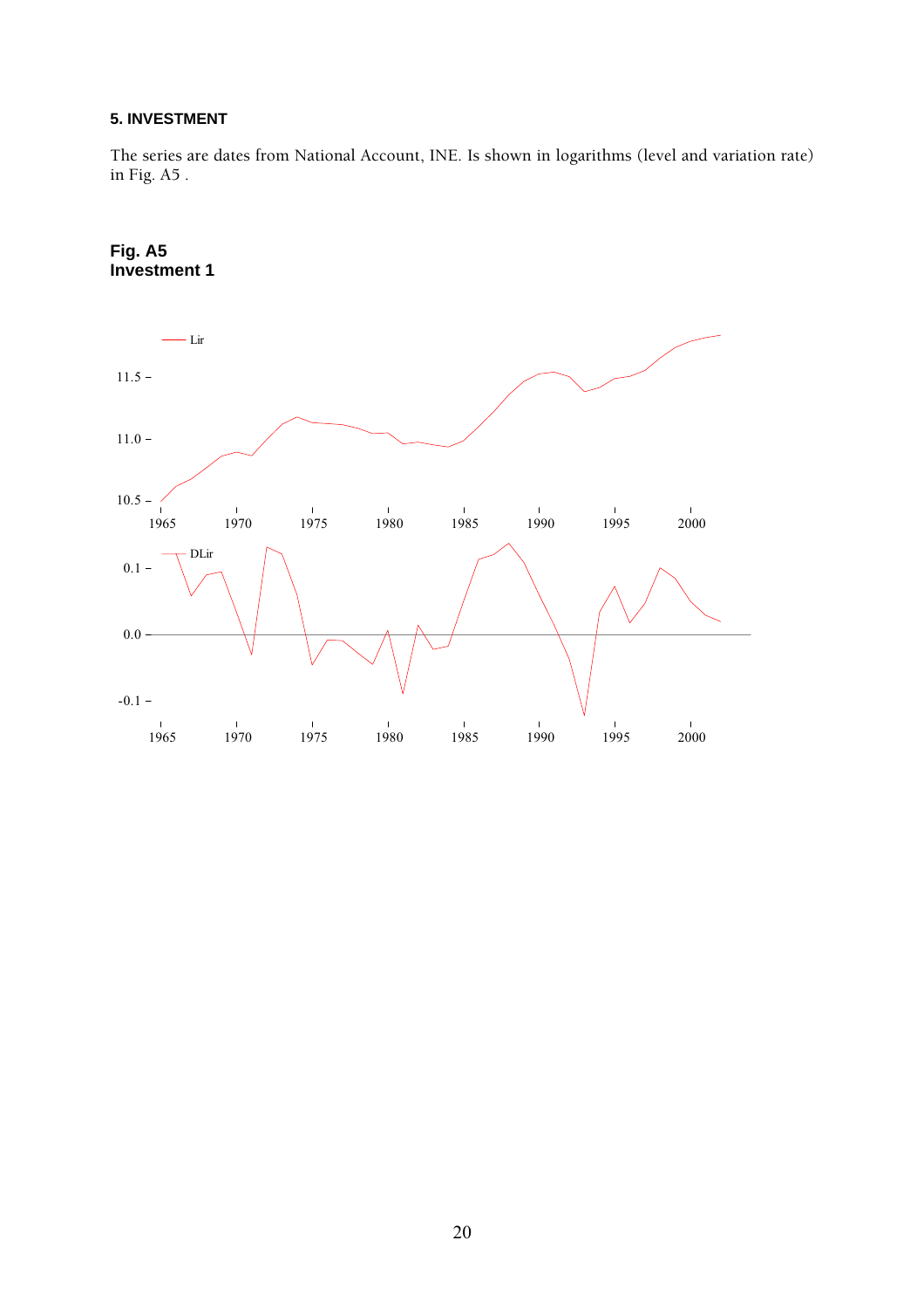## 5. INVESTMENT

The series are dates from National Account, INE. Is shown in logarithms (level and variation rate) in Fig. A5 .

**Fig. A5**
**Investment 1**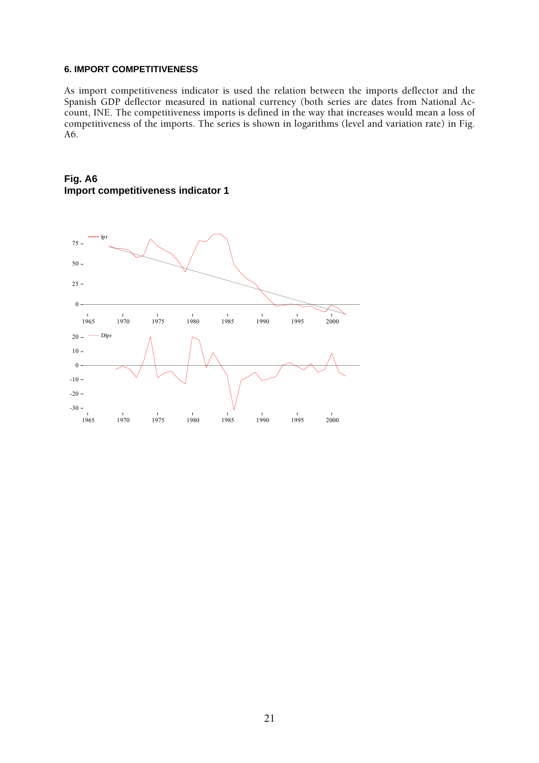### 6. IMPORT COMPETITIVENESS

As import competitiveness indicator is used the relation between the imports deflector and the Spanish GDP deflector measured in national currency (both series are dates from National Account, INE. The competitiveness imports is defined in the way that increases would mean a loss of competitiveness of the imports. The series is shown in logarithms (level and variation rate) in Fig. A6.

**Fig. A6**
**Import competitiveness indicator 1**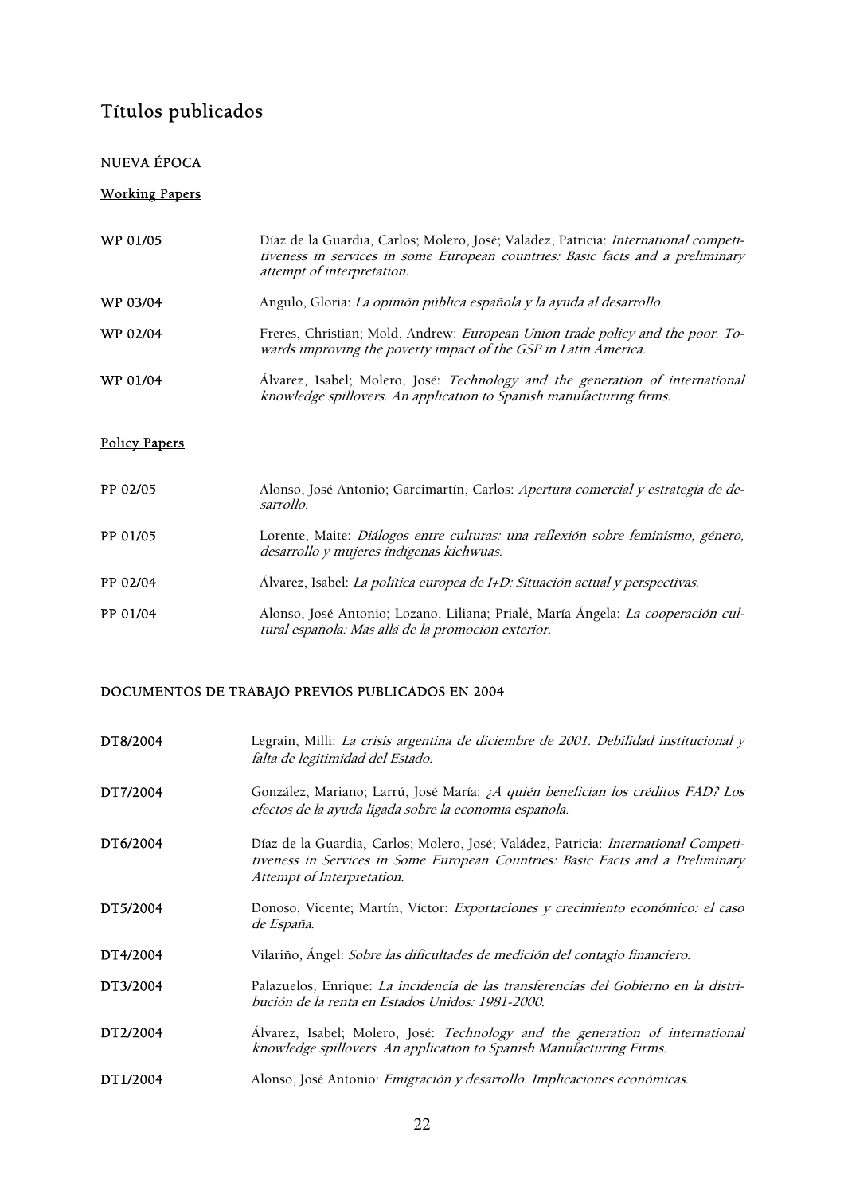# Títulos publicados

## NUEVA ÉPOCA

### Working Papers

| | |
|---|---|
| WP 01/05 | Díaz de la Guardia, Carlos; Molero, José; Valadez, Patricia: *International competitiveness in services in some European countries: Basic facts and a preliminary attempt of interpretation.* |
| WP 03/04 | Angulo, Gloria: *La opinión pública española y la ayuda al desarrollo.* |
| WP 02/04 | Freres, Christian; Mold, Andrew: *European Union trade policy and the poor. Towards improving the poverty impact of the GSP in Latin America.* |
| WP 01/04 | Álvarez, Isabel; Molero, José: *Technology and the generation of international knowledge spillovers. An application to Spanish manufacturing firms.* |

### Policy Papers

| | |
|---|---|
| PP 02/05 | Alonso, José Antonio; Garcimartín, Carlos: *Apertura comercial y estrategia de desarrollo.* |
| PP 01/05 | Lorente, Maite: *Diálogos entre culturas: una reflexión sobre feminismo, género, desarrollo y mujeres indígenas kichwuas.* |
| PP 02/04 | Álvarez, Isabel: *La política europea de I+D: Situación actual y perspectivas.* |
| PP 01/04 | Alonso, José Antonio; Lozano, Liliana; Prialé, María Ángela: *La cooperación cultural española: Más allá de la promoción exterior.* |

## DOCUMENTOS DE TRABAJO PREVIOS PUBLICADOS EN 2004

| | |
|---|---|
| DT8/2004 | Legrain, Milli: *La crisis argentina de diciembre de 2001. Debilidad institucional y falta de legitimidad del Estado.* |
| DT7/2004 | González, Mariano; Larrú, José María: *¿A quién benefician los créditos FAD? Los efectos de la ayuda ligada sobre la economía española.* |
| DT6/2004 | Díaz de la Guardia, Carlos; Molero, José; Valádez, Patricia: *International Competitiveness in Services in Some European Countries: Basic Facts and a Preliminary Attempt of Interpretation.* |
| DT5/2004 | Donoso, Vicente; Martín, Víctor: *Exportaciones y crecimiento económico: el caso de España.* |
| DT4/2004 | Vilariño, Ángel: *Sobre las dificultades de medición del contagio financiero.* |
| DT3/2004 | Palazuelos, Enrique: *La incidencia de las transferencias del Gobierno en la distribución de la renta en Estados Unidos: 1981-2000.* |
| DT2/2004 | Álvarez, Isabel; Molero, José: *Technology and the generation of international knowledge spillovers. An application to Spanish Manufacturing Firms.* |
| DT1/2004 | Alonso, José Antonio: *Emigración y desarrollo. Implicaciones económicas.* |